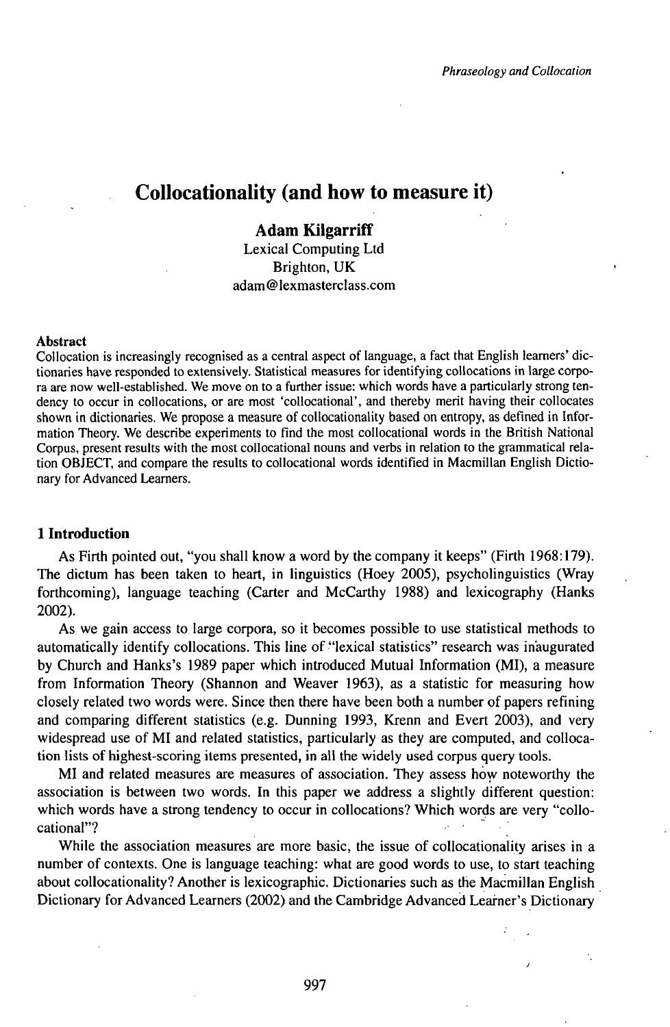# Collocationality (and how to measure it)

**Adam Kilgarriff**
Lexical Computing Ltd
Brighton, UK
adam@lexmasterclass.com

**Abstract**

Collocation is increasingly recognised as a central aspect of language, a fact that English learners' dictionaries have responded to extensively. Statistical measures for identifying collocations in large corpora are now well-established. We move on to a further issue: which words have a particularly strong tendency to occur in collocations, or are most 'collocational', and thereby merit having their collocates shown in dictionaries. We propose a measure of collocationality based on entropy, as defined in Information Theory. We describe experiments to find the most collocational words in the British National Corpus, present results with the most collocational nouns and verbs in relation to the grammatical relation OBJECT, and compare the results to collocational words identified in Macmillan English Dictionary for Advanced Learners.

## 1 Introduction

As Firth pointed out, "you shall know a word by the company it keeps" (Firth 1968:179). The dictum has been taken to heart, in linguistics (Hoey 2005), psycholinguistics (Wray forthcoming), language teaching (Carter and McCarthy 1988) and lexicography (Hanks 2002).

As we gain access to large corpora, so it becomes possible to use statistical methods to automatically identify collocations. This line of "lexical statistics" research was inaugurated by Church and Hanks's 1989 paper which introduced Mutual Information (MI), a measure from Information Theory (Shannon and Weaver 1963), as a statistic for measuring how closely related two words were. Since then there have been both a number of papers refining and comparing different statistics (e.g. Dunning 1993, Krenn and Evert 2003), and very widespread use of MI and related statistics, particularly as they are computed, and collocation lists of highest-scoring items presented, in all the widely used corpus query tools.

MI and related measures are measures of association. They assess how noteworthy the association is between two words. In this paper we address a slightly different question: which words have a strong tendency to occur in collocations? Which words are very "collocational"?

While the association measures are more basic, the issue of collocationality arises in a number of contexts. One is language teaching: what are good words to use, to start teaching about collocationality? Another is lexicographic. Dictionaries such as the Macmillan English Dictionary for Advanced Learners (2002) and the Cambridge Advanced Learner's Dictionary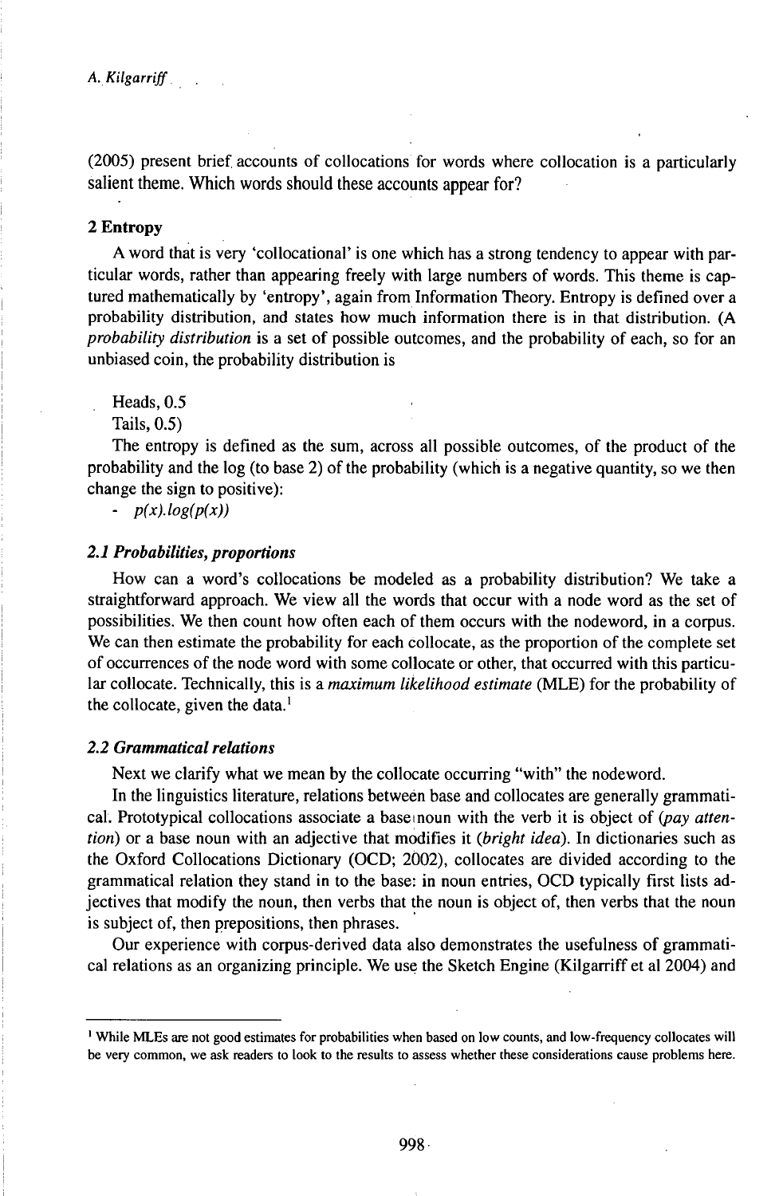(2005) present brief accounts of collocations for words where collocation is a particularly salient theme. Which words should these accounts appear for?

## 2 Entropy

A word that is very 'collocational' is one which has a strong tendency to appear with particular words, rather than appearing freely with large numbers of words. This theme is captured mathematically by 'entropy', again from Information Theory. Entropy is defined over a probability distribution, and states how much information there is in that distribution. (A *probability distribution* is a set of possible outcomes, and the probability of each, so for an unbiased coin, the probability distribution is

Heads, 0.5
Tails, 0.5)

The entropy is defined as the sum, across all possible outcomes, of the product of the probability and the log (to base 2) of the probability (which is a negative quantity, so we then change the sign to positive):

$- \; p(x).log(p(x))$

### *2.1 Probabilities, proportions*

How can a word's collocations be modeled as a probability distribution? We take a straightforward approach. We view all the words that occur with a node word as the set of possibilities. We then count how often each of them occurs with the nodeword, in a corpus. We can then estimate the probability for each collocate, as the proportion of the complete set of occurrences of the node word with some collocate or other, that occurred with this particular collocate. Technically, this is a *maximum likelihood estimate* (MLE) for the probability of the collocate, given the data.[1]

### *2.2 Grammatical relations*

Next we clarify what we mean by the collocate occurring "with" the nodeword.

In the linguistics literature, relations between base and collocates are generally grammatical. Prototypical collocations associate a base noun with the verb it is object of (*pay attention*) or a base noun with an adjective that modifies it (*bright idea*). In dictionaries such as the Oxford Collocations Dictionary (OCD; 2002), collocates are divided according to the grammatical relation they stand in to the base: in noun entries, OCD typically first lists adjectives that modify the noun, then verbs that the noun is object of, then verbs that the noun is subject of, then prepositions, then phrases.

Our experience with corpus-derived data also demonstrates the usefulness of grammatical relations as an organizing principle. We use the Sketch Engine (Kilgarriff et al 2004) and

---

[1] While MLEs are not good estimates for probabilities when based on low counts, and low-frequency collocates will be very common, we ask readers to look to the results to assess whether these considerations cause problems here.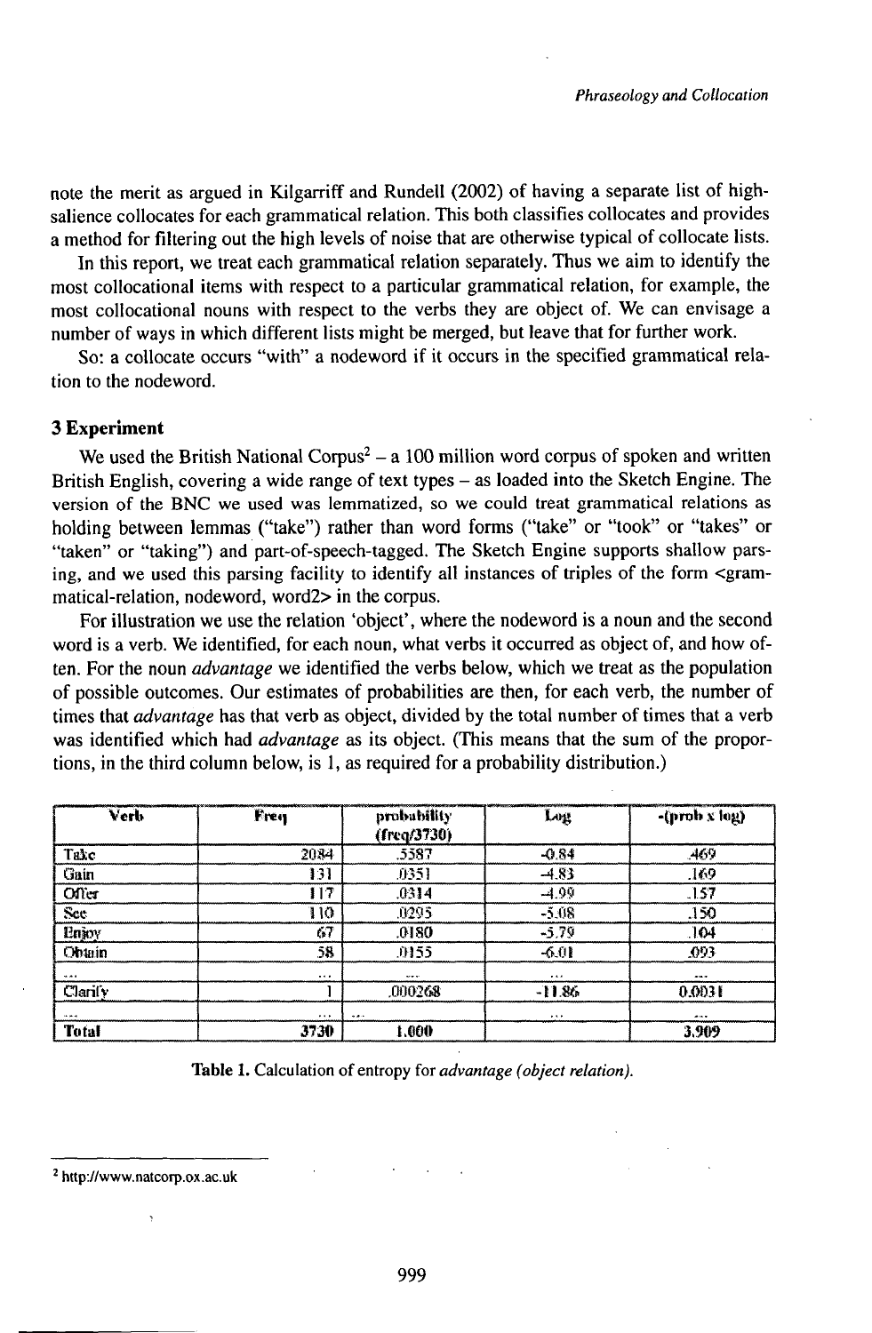note the merit as argued in Kilgarriff and Rundell (2002) of having a separate list of high-salience collocates for each grammatical relation. This both classifies collocates and provides a method for filtering out the high levels of noise that are otherwise typical of collocate lists.

In this report, we treat each grammatical relation separately. Thus we aim to identify the most collocational items with respect to a particular grammatical relation, for example, the most collocational nouns with respect to the verbs they are object of. We can envisage a number of ways in which different lists might be merged, but leave that for further work.

So: a collocate occurs "with" a nodeword if it occurs in the specified grammatical relation to the nodeword.

## 3 Experiment

We used the British National Corpus[2] – a 100 million word corpus of spoken and written British English, covering a wide range of text types – as loaded into the Sketch Engine. The version of the BNC we used was lemmatized, so we could treat grammatical relations as holding between lemmas ("take") rather than word forms ("take" or "took" or "takes" or "taken" or "taking") and part-of-speech-tagged. The Sketch Engine supports shallow parsing, and we used this parsing facility to identify all instances of triples of the form <grammatical-relation, nodeword, word2> in the corpus.

For illustration we use the relation 'object', where the nodeword is a noun and the second word is a verb. We identified, for each noun, what verbs it occurred as object of, and how often. For the noun *advantage* we identified the verbs below, which we treat as the population of possible outcomes. Our estimates of probabilities are then, for each verb, the number of times that *advantage* has that verb as object, divided by the total number of times that a verb was identified which had *advantage* as its object. (This means that the sum of the proportions, in the third column below, is 1, as required for a probability distribution.)

| Verb | Freq | probability (freq/3730) | Log | -(prob x log) |
|---|---|---|---|---|
| Take | 2084 | .5587 | -0.84 | .469 |
| Gain | 131 | .0351 | -4.83 | .169 |
| Offer | 117 | .0314 | -4.99 | .157 |
| See | 110 | .0295 | -5.08 | .150 |
| Enjoy | 67 | .0180 | -5.79 | .104 |
| Obtain | 58 | .0155 | -6.01 | .093 |
| ... | ... | ... | ... | ... |
| Clarify | 1 | .000268 | -11.86 | 0.0031 |
| ... | ... | ... | ... | ... |
| **Total** | **3730** | **1.000** | | **3.909** |

**Table 1.** Calculation of entropy for *advantage (object relation).*

[2] http://www.natcorp.ox.ac.uk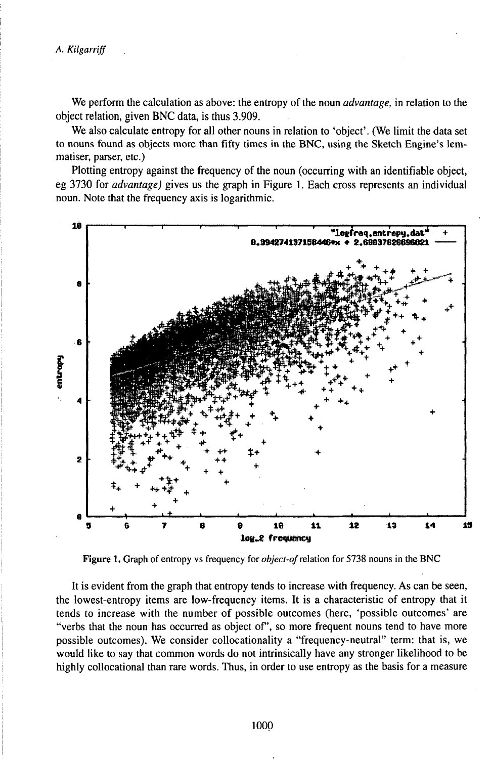We perform the calculation as above: the entropy of the noun *advantage,* in relation to the object relation, given BNC data, is thus 3.909.

We also calculate entropy for all other nouns in relation to 'object'. (We limit the data set to nouns found as objects more than fifty times in the BNC, using the Sketch Engine's lemmatiser, parser, etc.)

Plotting entropy against the frequency of the noun (occurring with an identifiable object, eg 3730 for *advantage)* gives us the graph in Figure 1. Each cross represents an individual noun. Note that the frequency axis is logarithmic.

**Figure 1.** Graph of entropy vs frequency for *object-of* relation for 5738 nouns in the BNC

It is evident from the graph that entropy tends to increase with frequency. As can be seen, the lowest-entropy items are low-frequency items. It is a characteristic of entropy that it tends to increase with the number of possible outcomes (here, 'possible outcomes' are "verbs that the noun has occurred as object of", so more frequent nouns tend to have more possible outcomes). We consider collocationality a "frequency-neutral" term: that is, we would like to say that common words do not intrinsically have any stronger likelihood to be highly collocational than rare words. Thus, in order to use entropy as the basis for a measure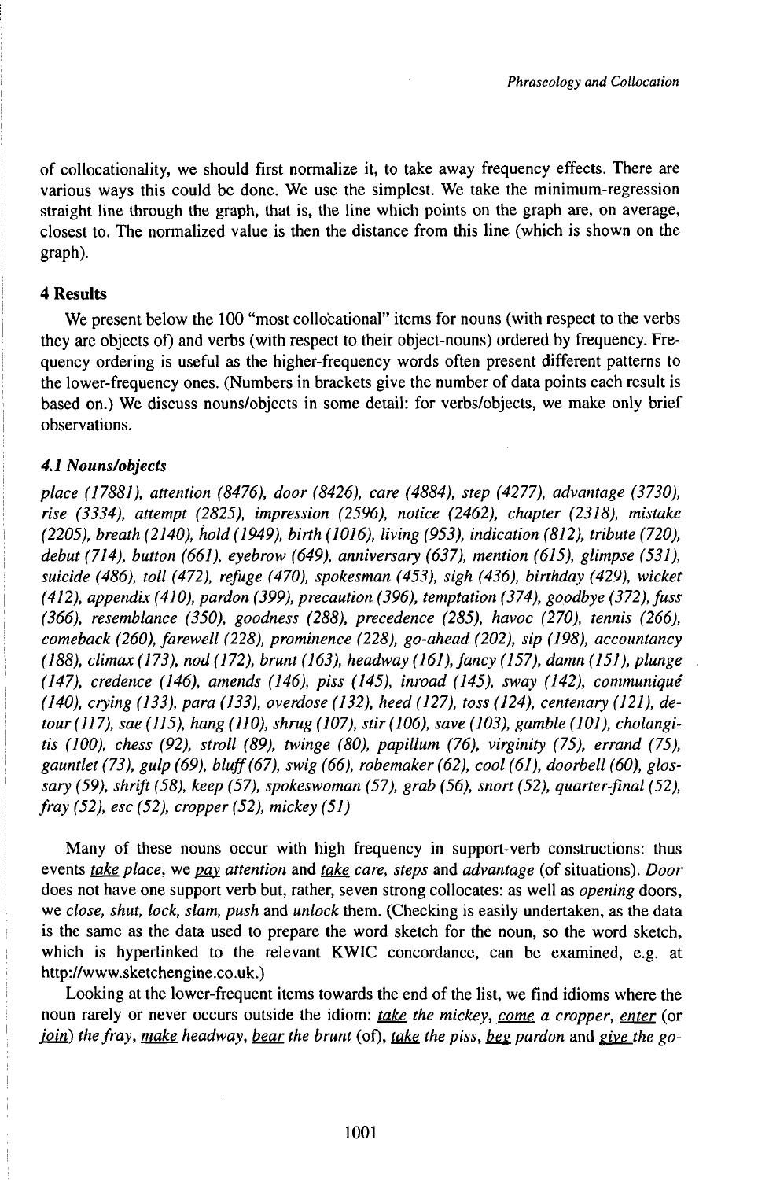of collocationality, we should first normalize it, to take away frequency effects. There are various ways this could be done. We use the simplest. We take the minimum-regression straight line through the graph, that is, the line which points on the graph are, on average, closest to. The normalized value is then the distance from this line (which is shown on the graph).

## 4 Results

We present below the 100 "most collocational" items for nouns (with respect to the verbs they are objects of) and verbs (with respect to their object-nouns) ordered by frequency. Frequency ordering is useful as the higher-frequency words often present different patterns to the lower-frequency ones. (Numbers in brackets give the number of data points each result is based on.) We discuss nouns/objects in some detail: for verbs/objects, we make only brief observations.

### 4.1 Nouns/objects

*place (17881), attention (8476), door (8426), care (4884), step (4277), advantage (3730), rise (3334), attempt (2825), impression (2596), notice (2462), chapter (2318), mistake (2205), breath (2140), hold (1949), birth (1016), living (953), indication (812), tribute (720), debut (714), button (661), eyebrow (649), anniversary (637), mention (615), glimpse (531), suicide (486), toll (472), refuge (470), spokesman (453), sigh (436), birthday (429), wicket (412), appendix (410), pardon (399), precaution (396), temptation (374), goodbye (372), fuss (366), resemblance (350), goodness (288), precedence (285), havoc (270), tennis (266), comeback (260), farewell (228), prominence (228), go-ahead (202), sip (198), accountancy (188), climax (173), nod (172), brunt (163), headway (161), fancy (157), damn (151), plunge (147), credence (146), amends (146), piss (145), inroad (145), sway (142), communiqué (140), crying (133), para (133), overdose (132), heed (127), toss (124), centenary (121), detour (117), sae (115), hang (110), shrug (107), stir (106), save (103), gamble (101), cholangitis (100), chess (92), stroll (89), twinge (80), papillum (76), virginity (75), errand (75), gauntlet (73), gulp (69), bluff (67), swig (66), robemaker (62), cool (61), doorbell (60), glossary (59), shrift (58), keep (57), spokeswoman (57), grab (56), snort (52), quarter-final (52), fray (52), esc (52), cropper (52), mickey (51)*

Many of these nouns occur with high frequency in support-verb constructions: thus events *take place*, we *pay attention* and *take care*, *steps* and *advantage* (of situations). *Door* does not have one support verb but, rather, seven strong collocates: as well as *opening* doors, we *close, shut, lock, slam, push* and *unlock* them. (Checking is easily undertaken, as the data is the same as the data used to prepare the word sketch for the noun, so the word sketch, which is hyperlinked to the relevant KWIC concordance, can be examined, e.g. at http://www.sketchengine.co.uk.)

Looking at the lower-frequent items towards the end of the list, we find idioms where the noun rarely or never occurs outside the idiom: *take the mickey*, *come a cropper*, *enter* (or *join*) *the fray*, *make headway*, *bear the brunt* (of), *take the piss*, *beg pardon* and *give the go-*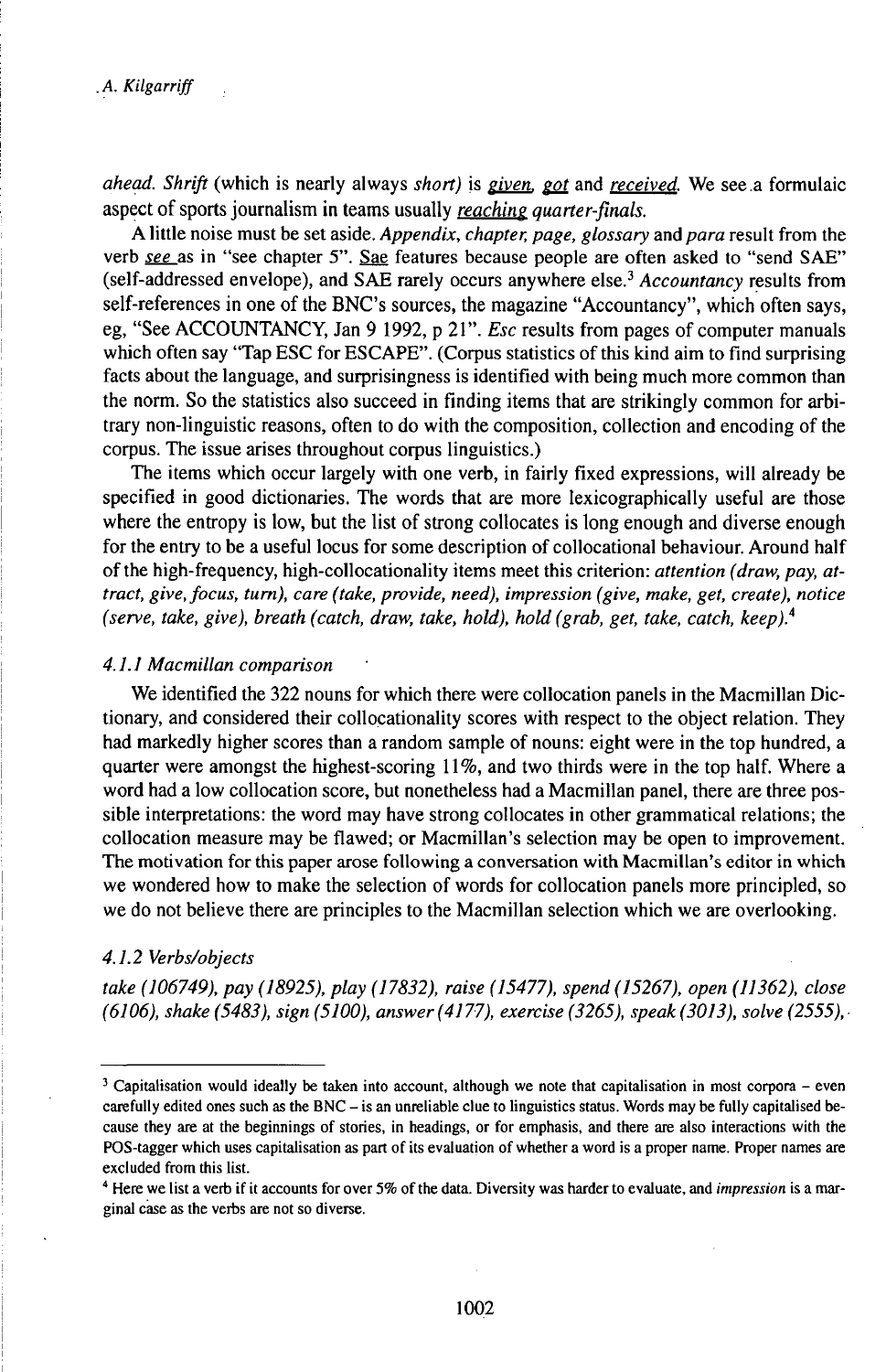*ahead. Shrift* (which is nearly always *short)* is given, got and received. We see a formulaic aspect of sports journalism in teams usually reaching *quarter-finals.*

A little noise must be set aside. *Appendix, chapter, page, glossary* and *para* result from the verb see as in "see chapter 5". Sae features because people are often asked to "send SAE" (self-addressed envelope), and SAE rarely occurs anywhere else.[3] *Accountancy* results from self-references in one of the BNC's sources, the magazine "Accountancy", which often says, eg, "See ACCOUNTANCY, Jan 9 1992, p 21". *Esc* results from pages of computer manuals which often say "Tap ESC for ESCAPE". (Corpus statistics of this kind aim to find surprising facts about the language, and surprisingness is identified with being much more common than the norm. So the statistics also succeed in finding items that are strikingly common for arbitrary non-linguistic reasons, often to do with the composition, collection and encoding of the corpus. The issue arises throughout corpus linguistics.)

The items which occur largely with one verb, in fairly fixed expressions, will already be specified in good dictionaries. The words that are more lexicographically useful are those where the entropy is low, but the list of strong collocates is long enough and diverse enough for the entry to be a useful locus for some description of collocational behaviour. Around half of the high-frequency, high-collocationality items meet this criterion: *attention (draw, pay, attract, give, focus, turn), care (take, provide, need), impression (give, make, get, create), notice (serve, take, give), breath (catch, draw, take, hold), hold (grab, get, take, catch, keep).*[4]

#### *4.1.1 Macmillan comparison*

We identified the 322 nouns for which there were collocation panels in the Macmillan Dictionary, and considered their collocationality scores with respect to the object relation. They had markedly higher scores than a random sample of nouns: eight were in the top hundred, a quarter were amongst the highest-scoring 11%, and two thirds were in the top half. Where a word had a low collocation score, but nonetheless had a Macmillan panel, there are three possible interpretations: the word may have strong collocates in other grammatical relations; the collocation measure may be flawed; or Macmillan's selection may be open to improvement. The motivation for this paper arose following a conversation with Macmillan's editor in which we wondered how to make the selection of words for collocation panels more principled, so we do not believe there are principles to the Macmillan selection which we are overlooking.

#### *4.1.2 Verbs/objects*

*take (106749), pay (18925), play (17832), raise (15477), spend (15267), open (11362), close (6106), shake (5483), sign (5100), answer (4177), exercise (3265), speak (3013), solve (2555),*

---

[3] Capitalisation would ideally be taken into account, although we note that capitalisation in most corpora – even carefully edited ones such as the BNC – is an unreliable clue to linguistics status. Words may be fully capitalised because they are at the beginnings of stories, in headings, or for emphasis, and there are also interactions with the POS-tagger which uses capitalisation as part of its evaluation of whether a word is a proper name. Proper names are excluded from this list.

[4] Here we list a verb if it accounts for over 5% of the data. Diversity was harder to evaluate, and *impression* is a marginal case as the verbs are not so diverse.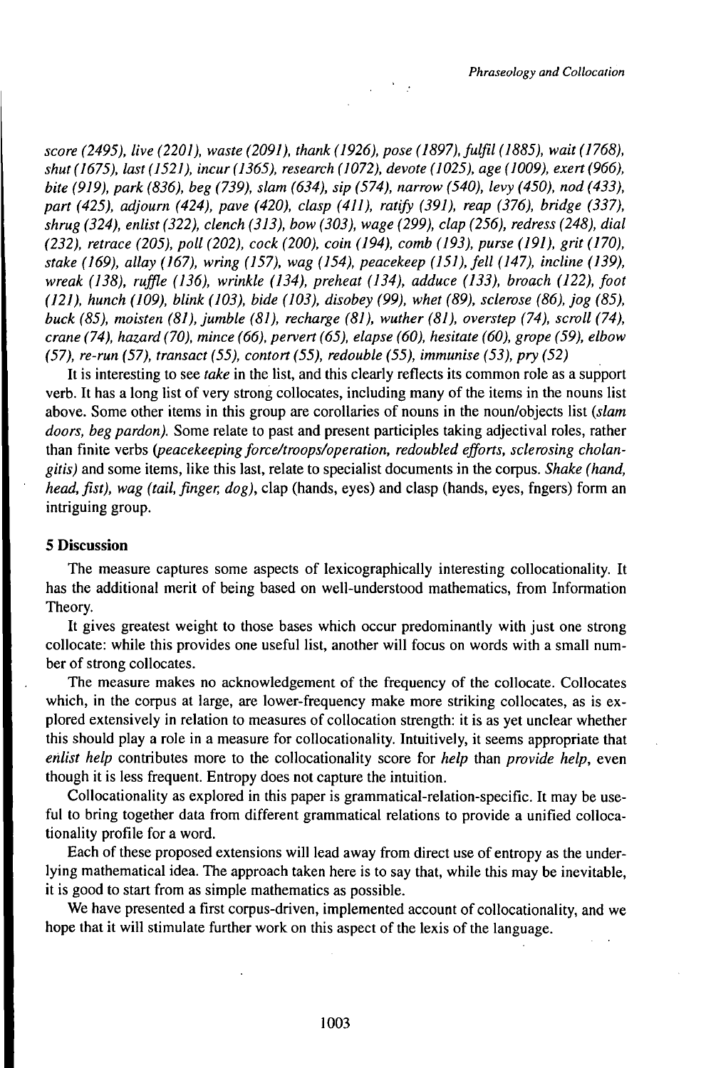*score (2495), live (2201), waste (2091), thank (1926), pose (1897), fulfil (1885), wait (1768), shut (1675), last (1521), incur (1365), research (1072), devote (1025), age (1009), exert (966), bite (919), park (836), beg (739), slam (634), sip (574), narrow (540), levy (450), nod (433), part (425), adjourn (424), pave (420), clasp (411), ratify (391), reap (376), bridge (337), shrug (324), enlist (322), clench (313), bow (303), wage (299), clap (256), redress (248), dial (232), retrace (205), poll (202), cock (200), coin (194), comb (193), purse (191), grit (170), stake (169), allay (167), wring (157), wag (154), peacekeep (151), fell (147), incline (139), wreak (138), ruffle (136), wrinkle (134), preheat (134), adduce (133), broach (122), foot (121), hunch (109), blink (103), bide (103), disobey (99), whet (89), sclerose (86), jog (85), buck (85), moisten (81), jumble (81), recharge (81), wuther (81), overstep (74), scroll (74), crane (74), hazard (70), mince (66), pervert (65), elapse (60), hesitate (60), grope (59), elbow (57), re-run (57), transact (55), contort (55), redouble (55), immunise (53), pry (52)*

It is interesting to see *take* in the list, and this clearly reflects its common role as a support verb. It has a long list of very strong collocates, including many of the items in the nouns list above. Some other items in this group are corollaries of nouns in the noun/objects list (*slam doors, beg pardon).* Some relate to past and present participles taking adjectival roles, rather than finite verbs (*peacekeeping force/troops/operation, redoubled efforts, sclerosing cholangitis)* and some items, like this last, relate to specialist documents in the corpus. *Shake (hand, head, fist), wag (tail, finger, dog)*, clap (hands, eyes) and clasp (hands, eyes, fngers) form an intriguing group.

## 5 Discussion

The measure captures some aspects of lexicographically interesting collocationality. It has the additional merit of being based on well-understood mathematics, from Information Theory.

It gives greatest weight to those bases which occur predominantly with just one strong collocate: while this provides one useful list, another will focus on words with a small number of strong collocates.

The measure makes no acknowledgement of the frequency of the collocate. Collocates which, in the corpus at large, are lower-frequency make more striking collocates, as is explored extensively in relation to measures of collocation strength: it is as yet unclear whether this should play a role in a measure for collocationality. Intuitively, it seems appropriate that *enlist help* contributes more to the collocationality score for *help* than *provide help*, even though it is less frequent. Entropy does not capture the intuition.

Collocationality as explored in this paper is grammatical-relation-specific. It may be useful to bring together data from different grammatical relations to provide a unified collocationality profile for a word.

Each of these proposed extensions will lead away from direct use of entropy as the underlying mathematical idea. The approach taken here is to say that, while this may be inevitable, it is good to start from as simple mathematics as possible.

We have presented a first corpus-driven, implemented account of collocationality, and we hope that it will stimulate further work on this aspect of the lexis of the language.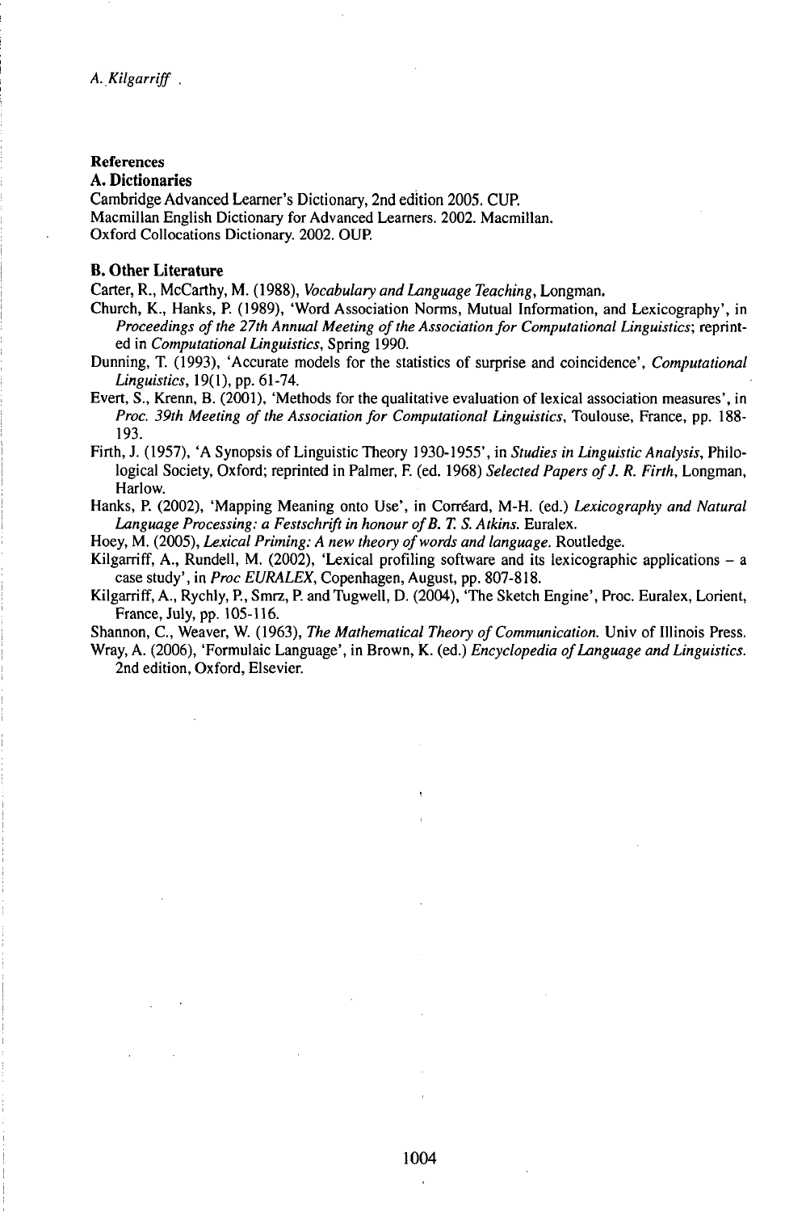## References

### A. Dictionaries

Cambridge Advanced Learner's Dictionary, 2nd edition 2005. CUP.
Macmillan English Dictionary for Advanced Learners. 2002. Macmillan.
Oxford Collocations Dictionary. 2002. OUP.

### B. Other Literature

Carter, R., McCarthy, M. (1988), *Vocabulary and Language Teaching*, Longman.

Church, K., Hanks, P. (1989), 'Word Association Norms, Mutual Information, and Lexicography', in *Proceedings of the 27th Annual Meeting of the Association for Computational Linguistics*; reprinted in *Computational Linguistics*, Spring 1990.

Dunning, T. (1993), 'Accurate models for the statistics of surprise and coincidence', *Computational Linguistics*, 19(1), pp. 61-74.

Evert, S., Krenn, B. (2001), 'Methods for the qualitative evaluation of lexical association measures', in *Proc. 39th Meeting of the Association for Computational Linguistics*, Toulouse, France, pp. 188-193.

Firth, J. (1957), 'A Synopsis of Linguistic Theory 1930-1955', in *Studies in Linguistic Analysis*, Philological Society, Oxford; reprinted in Palmer, F. (ed. 1968) *Selected Papers of J. R. Firth*, Longman, Harlow.

Hanks, P. (2002), 'Mapping Meaning onto Use', in Corréard, M-H. (ed.) *Lexicography and Natural Language Processing: a Festschrift in honour of B. T. S. Atkins*. Euralex.

Hoey, M. (2005), *Lexical Priming: A new theory of words and language*. Routledge.

Kilgarriff, A., Rundell, M. (2002), 'Lexical profiling software and its lexicographic applications – a case study', in *Proc EURALEX*, Copenhagen, August, pp. 807-818.

Kilgarriff, A., Rychly, P., Smrz, P. and Tugwell, D. (2004), 'The Sketch Engine', Proc. Euralex, Lorient, France, July, pp. 105-116.

Shannon, C., Weaver, W. (1963), *The Mathematical Theory of Communication*. Univ of Illinois Press.

Wray, A. (2006), 'Formulaic Language', in Brown, K. (ed.) *Encyclopedia of Language and Linguistics*. 2nd edition, Oxford, Elsevier.